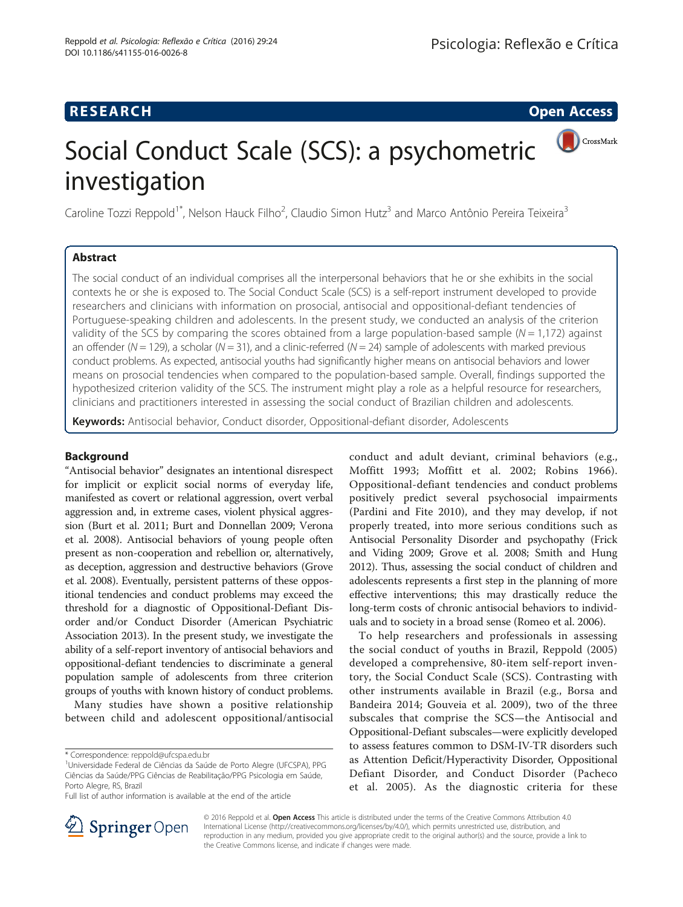RESEARCH | Open Access

# Social Conduct Scale (SCS): a psychometric investigation

Caroline Tozzi Reppold[1*], Nelson Hauck Filho[2], Claudio Simon Hutz[3] and Marco Antônio Pereira Teixeira[3]

## Abstract

The social conduct of an individual comprises all the interpersonal behaviors that he or she exhibits in the social contexts he or she is exposed to. The Social Conduct Scale (SCS) is a self-report instrument developed to provide researchers and clinicians with information on prosocial, antisocial and oppositional-defiant tendencies of Portuguese-speaking children and adolescents. In the present study, we conducted an analysis of the criterion validity of the SCS by comparing the scores obtained from a large population-based sample ($N = 1,172$) against an offender ($N = 129$), a scholar ($N = 31$), and a clinic-referred ($N = 24$) sample of adolescents with marked previous conduct problems. As expected, antisocial youths had significantly higher means on antisocial behaviors and lower means on prosocial tendencies when compared to the population-based sample. Overall, findings supported the hypothesized criterion validity of the SCS. The instrument might play a role as a helpful resource for researchers, clinicians and practitioners interested in assessing the social conduct of Brazilian children and adolescents.

**Keywords:** Antisocial behavior, Conduct disorder, Oppositional-defiant disorder, Adolescents

## Background

"Antisocial behavior" designates an intentional disrespect for implicit or explicit social norms of everyday life, manifested as covert or relational aggression, overt verbal aggression and, in extreme cases, violent physical aggression (Burt et al. 2011; Burt and Donnellan 2009; Verona et al. 2008). Antisocial behaviors of young people often present as non-cooperation and rebellion or, alternatively, as deception, aggression and destructive behaviors (Grove et al. 2008). Eventually, persistent patterns of these oppositional tendencies and conduct problems may exceed the threshold for a diagnostic of Oppositional-Defiant Disorder and/or Conduct Disorder (American Psychiatric Association 2013). In the present study, we investigate the ability of a self-report inventory of antisocial behaviors and oppositional-defiant tendencies to discriminate a general population sample of adolescents from three criterion groups of youths with known history of conduct problems.

Many studies have shown a positive relationship between child and adolescent oppositional/antisocial conduct and adult deviant, criminal behaviors (e.g., Moffitt 1993; Moffitt et al. 2002; Robins 1966). Oppositional-defiant tendencies and conduct problems positively predict several psychosocial impairments (Pardini and Fite 2010), and they may develop, if not properly treated, into more serious conditions such as Antisocial Personality Disorder and psychopathy (Frick and Viding 2009; Grove et al. 2008; Smith and Hung 2012). Thus, assessing the social conduct of children and adolescents represents a first step in the planning of more effective interventions; this may drastically reduce the long-term costs of chronic antisocial behaviors to individuals and to society in a broad sense (Romeo et al. 2006).

To help researchers and professionals in assessing the social conduct of youths in Brazil, Reppold (2005) developed a comprehensive, 80-item self-report inventory, the Social Conduct Scale (SCS). Contrasting with other instruments available in Brazil (e.g., Borsa and Bandeira 2014; Gouveia et al. 2009), two of the three subscales that comprise the SCS—the Antisocial and Oppositional-Defiant subscales—were explicitly developed to assess features common to DSM-IV-TR disorders such as Attention Deficit/Hyperactivity Disorder, Oppositional Defiant Disorder, and Conduct Disorder (Pacheco et al. 2005). As the diagnostic criteria for these

\* Correspondence: reppold@ufcspa.edu.br
[1]Universidade Federal de Ciências da Saúde de Porto Alegre (UFCSPA), PPG Ciências da Saúde/PPG Ciências de Reabilitação/PPG Psicologia em Saúde, Porto Alegre, RS, Brazil
Full list of author information is available at the end of the article

© 2016 Reppold et al. **Open Access** This article is distributed under the terms of the Creative Commons Attribution 4.0 International License (http://creativecommons.org/licenses/by/4.0/), which permits unrestricted use, distribution, and reproduction in any medium, provided you give appropriate credit to the original author(s) and the source, provide a link to the Creative Commons license, and indicate if changes were made.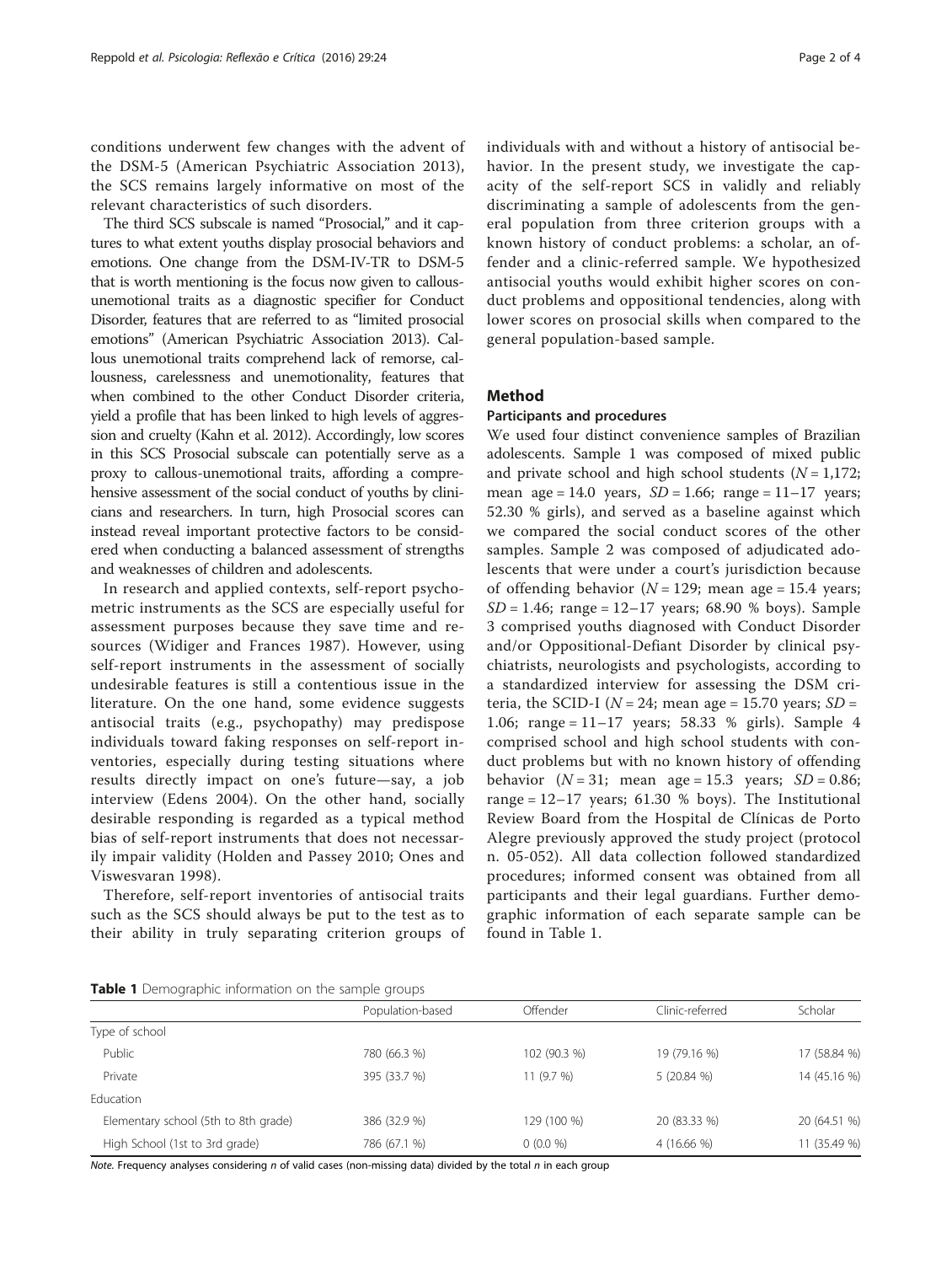conditions underwent few changes with the advent of the DSM-5 (American Psychiatric Association 2013), the SCS remains largely informative on most of the relevant characteristics of such disorders.

The third SCS subscale is named "Prosocial," and it captures to what extent youths display prosocial behaviors and emotions. One change from the DSM-IV-TR to DSM-5 that is worth mentioning is the focus now given to callous-unemotional traits as a diagnostic specifier for Conduct Disorder, features that are referred to as "limited prosocial emotions" (American Psychiatric Association 2013). Callous unemotional traits comprehend lack of remorse, callousness, carelessness and unemotionality, features that when combined to the other Conduct Disorder criteria, yield a profile that has been linked to high levels of aggression and cruelty (Kahn et al. 2012). Accordingly, low scores in this SCS Prosocial subscale can potentially serve as a proxy to callous-unemotional traits, affording a comprehensive assessment of the social conduct of youths by clinicians and researchers. In turn, high Prosocial scores can instead reveal important protective factors to be considered when conducting a balanced assessment of strengths and weaknesses of children and adolescents.

In research and applied contexts, self-report psychometric instruments as the SCS are especially useful for assessment purposes because they save time and resources (Widiger and Frances 1987). However, using self-report instruments in the assessment of socially undesirable features is still a contentious issue in the literature. On the one hand, some evidence suggests antisocial traits (e.g., psychopathy) may predispose individuals toward faking responses on self-report inventories, especially during testing situations where results directly impact on one's future—say, a job interview (Edens 2004). On the other hand, socially desirable responding is regarded as a typical method bias of self-report instruments that does not necessarily impair validity (Holden and Passey 2010; Ones and Viswesvaran 1998).

Therefore, self-report inventories of antisocial traits such as the SCS should always be put to the test as to their ability in truly separating criterion groups of individuals with and without a history of antisocial behavior. In the present study, we investigate the capacity of the self-report SCS in validly and reliably discriminating a sample of adolescents from the general population from three criterion groups with a known history of conduct problems: a scholar, an offender and a clinic-referred sample. We hypothesized antisocial youths would exhibit higher scores on conduct problems and oppositional tendencies, along with lower scores on prosocial skills when compared to the general population-based sample.

## Method

### Participants and procedures

We used four distinct convenience samples of Brazilian adolescents. Sample 1 was composed of mixed public and private school and high school students ($N$ = 1,172; mean age = 14.0 years, $SD$ = 1.66; range = 11–17 years; 52.30 % girls), and served as a baseline against which we compared the social conduct scores of the other samples. Sample 2 was composed of adjudicated adolescents that were under a court's jurisdiction because of offending behavior ($N$ = 129; mean age = 15.4 years; $SD$ = 1.46; range = 12–17 years; 68.90 % boys). Sample 3 comprised youths diagnosed with Conduct Disorder and/or Oppositional-Defiant Disorder by clinical psychiatrists, neurologists and psychologists, according to a standardized interview for assessing the DSM criteria, the SCID-I ($N$ = 24; mean age = 15.70 years; $SD$ = 1.06; range = 11–17 years; 58.33 % girls). Sample 4 comprised school and high school students with conduct problems but with no known history of offending behavior ($N$ = 31; mean age = 15.3 years; $SD$ = 0.86; range = 12–17 years; 61.30 % boys). The Institutional Review Board from the Hospital de Clínicas de Porto Alegre previously approved the study project (protocol n. 05-052). All data collection followed standardized procedures; informed consent was obtained from all participants and their legal guardians. Further demographic information of each separate sample can be found in Table 1.

**Table 1** Demographic information on the sample groups

| | Population-based | Offender | Clinic-referred | Scholar |
|---|---|---|---|---|
| Type of school | | | | |
| Public | 780 (66.3 %) | 102 (90.3 %) | 19 (79.16 %) | 17 (58.84 %) |
| Private | 395 (33.7 %) | 11 (9.7 %) | 5 (20.84 %) | 14 (45.16 %) |
| Education | | | | |
| Elementary school (5th to 8th grade) | 386 (32.9 %) | 129 (100 %) | 20 (83.33 %) | 20 (64.51 %) |
| High School (1st to 3rd grade) | 786 (67.1 %) | 0 (0.0 %) | 4 (16.66 %) | 11 (35.49 %) |

*Note.* Frequency analyses considering $n$ of valid cases (non-missing data) divided by the total $n$ in each group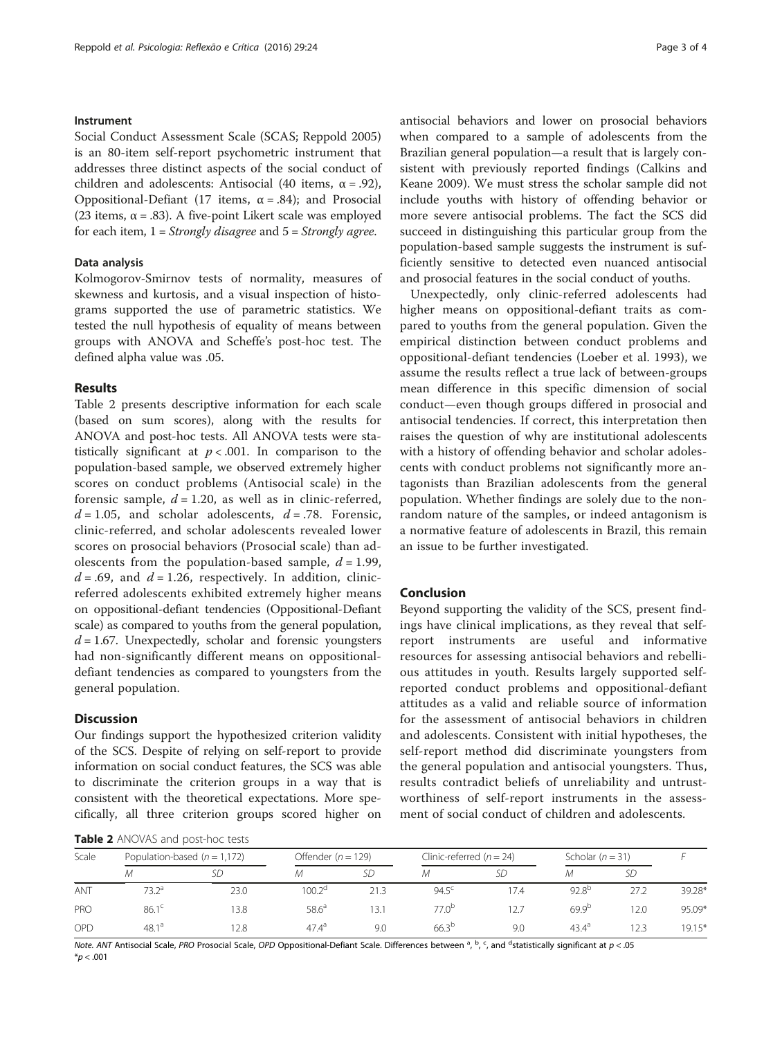### Instrument

Social Conduct Assessment Scale (SCAS; Reppold 2005) is an 80-item self-report psychometric instrument that addresses three distinct aspects of the social conduct of children and adolescents: Antisocial (40 items, $\alpha = .92$), Oppositional-Defiant (17 items, $\alpha = .84$); and Prosocial (23 items, $\alpha = .83$). A five-point Likert scale was employed for each item, 1 = *Strongly disagree* and 5 = *Strongly agree*.

### Data analysis

Kolmogorov-Smirnov tests of normality, measures of skewness and kurtosis, and a visual inspection of histograms supported the use of parametric statistics. We tested the null hypothesis of equality of means between groups with ANOVA and Scheffe's post-hoc test. The defined alpha value was .05.

## Results

Table 2 presents descriptive information for each scale (based on sum scores), along with the results for ANOVA and post-hoc tests. All ANOVA tests were statistically significant at $p < .001$. In comparison to the population-based sample, we observed extremely higher scores on conduct problems (Antisocial scale) in the forensic sample, $d = 1.20$, as well as in clinic-referred, $d = 1.05$, and scholar adolescents, $d = .78$. Forensic, clinic-referred, and scholar adolescents revealed lower scores on prosocial behaviors (Prosocial scale) than adolescents from the population-based sample, $d = 1.99$, $d = .69$, and $d = 1.26$, respectively. In addition, clinic-referred adolescents exhibited extremely higher means on oppositional-defiant tendencies (Oppositional-Defiant scale) as compared to youths from the general population, $d = 1.67$. Unexpectedly, scholar and forensic youngsters had non-significantly different means on oppositional-defiant tendencies as compared to youngsters from the general population.

## Discussion

Our findings support the hypothesized criterion validity of the SCS. Despite of relying on self-report to provide information on social conduct features, the SCS was able to discriminate the criterion groups in a way that is consistent with the theoretical expectations. More specifically, all three criterion groups scored higher on antisocial behaviors and lower on prosocial behaviors when compared to a sample of adolescents from the Brazilian general population—a result that is largely consistent with previously reported findings (Calkins and Keane 2009). We must stress the scholar sample did not include youths with history of offending behavior or more severe antisocial problems. The fact the SCS did succeed in distinguishing this particular group from the population-based sample suggests the instrument is sufficiently sensitive to detected even nuanced antisocial and prosocial features in the social conduct of youths.

Unexpectedly, only clinic-referred adolescents had higher means on oppositional-defiant traits as compared to youths from the general population. Given the empirical distinction between conduct problems and oppositional-defiant tendencies (Loeber et al. 1993), we assume the results reflect a true lack of between-groups mean difference in this specific dimension of social conduct—even though groups differed in prosocial and antisocial tendencies. If correct, this interpretation then raises the question of why are institutional adolescents with a history of offending behavior and scholar adolescents with conduct problems not significantly more antagonists than Brazilian adolescents from the general population. Whether findings are solely due to the non-random nature of the samples, or indeed antagonism is a normative feature of adolescents in Brazil, this remain an issue to be further investigated.

## Conclusion

Beyond supporting the validity of the SCS, present findings have clinical implications, as they reveal that self-report instruments are useful and informative resources for assessing antisocial behaviors and rebellious attitudes in youth. Results largely supported self-reported conduct problems and oppositional-defiant attitudes as a valid and reliable source of information for the assessment of antisocial behaviors in children and adolescents. Consistent with initial hypotheses, the self-report method did discriminate youngsters from the general population and antisocial youngsters. Thus, results contradict beliefs of unreliability and untrustworthiness of self-report instruments in the assessment of social conduct of children and adolescents.

**Table 2** ANOVAS and post-hoc tests

| Scale | Population-based ($n$ = 1,172) | | Offender ($n$ = 129) | | Clinic-referred ($n$ = 24) | | Scholar ($n$ = 31) | | $F$ |
|---|---|---|---|---|---|---|---|---|---|
| | $M$ | $SD$ | $M$ | $SD$ | $M$ | $SD$ | $M$ | $SD$ | |
| ANT | 73.2[a] | 23.0 | 100.2[d] | 21.3 | 94.5[c] | 17.4 | 92.8[b] | 27.2 | 39.28* |
| PRO | 86.1[c] | 13.8 | 58.6[a] | 13.1 | 77.0[b] | 12.7 | 69.9[b] | 12.0 | 95.09* |
| OPD | 48.1[a] | 12.8 | 47.4[a] | 9.0 | 66.3[b] | 9.0 | 43.4[a] | 12.3 | 19.15* |

*Note.* ANT Antisocial Scale, PRO Prosocial Scale, OPD Oppositional-Defiant Scale. Differences between [a], [b], [c], and [d]statistically significant at $p < .05$
$*p < .001$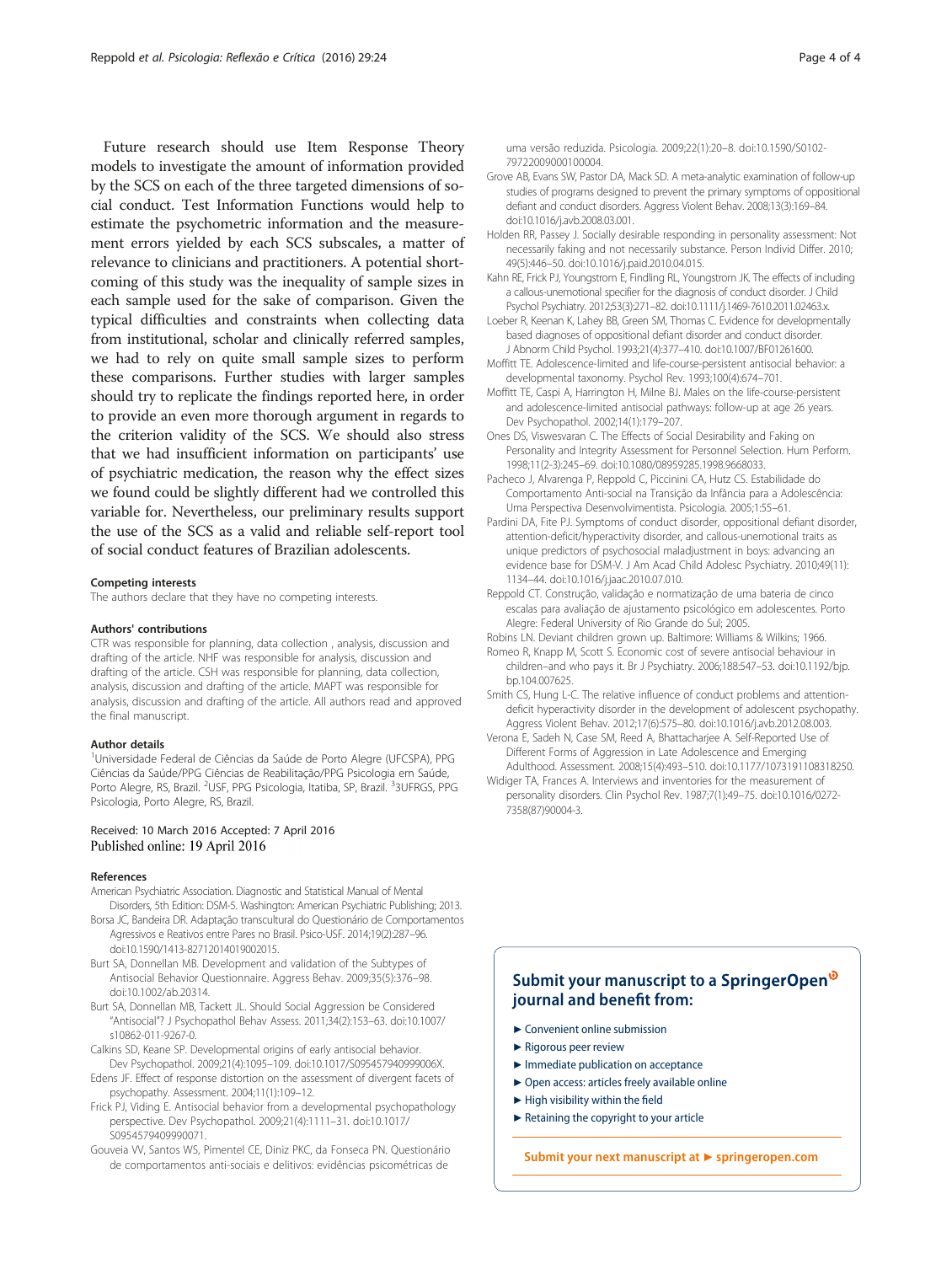Future research should use Item Response Theory models to investigate the amount of information provided by the SCS on each of the three targeted dimensions of social conduct. Test Information Functions would help to estimate the psychometric information and the measurement errors yielded by each SCS subscales, a matter of relevance to clinicians and practitioners. A potential shortcoming of this study was the inequality of sample sizes in each sample used for the sake of comparison. Given the typical difficulties and constraints when collecting data from institutional, scholar and clinically referred samples, we had to rely on quite small sample sizes to perform these comparisons. Further studies with larger samples should try to replicate the findings reported here, in order to provide an even more thorough argument in regards to the criterion validity of the SCS. We should also stress that we had insufficient information on participants' use of psychiatric medication, the reason why the effect sizes we found could be slightly different had we controlled this variable for. Nevertheless, our preliminary results support the use of the SCS as a valid and reliable self-report tool of social conduct features of Brazilian adolescents.

#### Competing interests
The authors declare that they have no competing interests.

#### Authors' contributions
CTR was responsible for planning, data collection , analysis, discussion and drafting of the article. NHF was responsible for analysis, discussion and drafting of the article. CSH was responsible for planning, data collection, analysis, discussion and drafting of the article. MAPT was responsible for analysis, discussion and drafting of the article. All authors read and approved the final manuscript.

#### Author details
[1]Universidade Federal de Ciências da Saúde de Porto Alegre (UFCSPA), PPG Ciências da Saúde/PPG Ciências de Reabilitação/PPG Psicologia em Saúde, Porto Alegre, RS, Brazil. [2]USF, PPG Psicologia, Itatiba, SP, Brazil. [3]3UFRGS, PPG Psicologia, Porto Alegre, RS, Brazil.

Received: 10 March 2016 Accepted: 7 April 2016
Published online: 19 April 2016

#### References
American Psychiatric Association. Diagnostic and Statistical Manual of Mental Disorders, 5th Edition: DSM-5. Washington: American Psychiatric Publishing; 2013.

Borsa JC, Bandeira DR. Adaptação transcultural do Questionário de Comportamentos Agressivos e Reativos entre Pares no Brasil. Psico-USF. 2014;19(2):287–96. doi:10.1590/1413-82712014019002015.

Burt SA, Donnellan MB. Development and validation of the Subtypes of Antisocial Behavior Questionnaire. Aggress Behav. 2009;35(5):376–98. doi:10.1002/ab.20314.

Burt SA, Donnellan MB, Tackett JL. Should Social Aggression be Considered "Antisocial"? J Psychopathol Behav Assess. 2011;34(2):153–63. doi:10.1007/s10862-011-9267-0.

Calkins SD, Keane SP. Developmental origins of early antisocial behavior. Dev Psychopathol. 2009;21(4):1095–109. doi:10.1017/S095457940999006X.

Edens JF. Effect of response distortion on the assessment of divergent facets of psychopathy. Assessment. 2004;11(1):109–12.

Frick PJ, Viding E. Antisocial behavior from a developmental psychopathology perspective. Dev Psychopathol. 2009;21(4):1111–31. doi:10.1017/S0954579409990071.

Gouveia VV, Santos WS, Pimentel CE, Diniz PKC, da Fonseca PN. Questionário de comportamentos anti-sociais e delitivos: evidências psicométricas de uma versão reduzida. Psicologia. 2009;22(1):20–8. doi:10.1590/S0102-79722009000100004.

Grove AB, Evans SW, Pastor DA, Mack SD. A meta-analytic examination of follow-up studies of programs designed to prevent the primary symptoms of oppositional defiant and conduct disorders. Aggress Violent Behav. 2008;13(3):169–84. doi:10.1016/j.avb.2008.03.001.

Holden RR, Passey J. Socially desirable responding in personality assessment: Not necessarily faking and not necessarily substance. Person Individ Differ. 2010; 49(5):446–50. doi:10.1016/j.paid.2010.04.015.

Kahn RE, Frick PJ, Youngstrom E, Findling RL, Youngstrom JK. The effects of including a callous-unemotional specifier for the diagnosis of conduct disorder. J Child Psychol Psychiatry. 2012;53(3):271–82. doi:10.1111/j.1469-7610.2011.02463.x.

Loeber R, Keenan K, Lahey BB, Green SM, Thomas C. Evidence for developmentally based diagnoses of oppositional defiant disorder and conduct disorder. J Abnorm Child Psychol. 1993;21(4):377–410. doi:10.1007/BF01261600.

Moffitt TE. Adolescence-limited and life-course-persistent antisocial behavior: a developmental taxonomy. Psychol Rev. 1993;100(4):674–701.

Moffitt TE, Caspi A, Harrington H, Milne BJ. Males on the life-course-persistent and adolescence-limited antisocial pathways: follow-up at age 26 years. Dev Psychopathol. 2002;14(1):179–207.

Ones DS, Viswesvaran C. The Effects of Social Desirability and Faking on Personality and Integrity Assessment for Personnel Selection. Hum Perform. 1998;11(2-3):245–69. doi:10.1080/08959285.1998.9668033.

Pacheco J, Alvarenga P, Reppold C, Piccinini CA, Hutz CS. Estabilidade do Comportamento Anti-social na Transição da Infância para a Adolescência: Uma Perspectiva Desenvolvimentista. Psicologia. 2005;1:55–61.

Pardini DA, Fite PJ. Symptoms of conduct disorder, oppositional defiant disorder, attention-deficit/hyperactivity disorder, and callous-unemotional traits as unique predictors of psychosocial maladjustment in boys: advancing an evidence base for DSM-V. J Am Acad Child Adolesc Psychiatry. 2010;49(11): 1134–44. doi:10.1016/j.jaac.2010.07.010.

Reppold CT. Construção, validação e normatização de uma bateria de cinco escalas para avaliação de ajustamento psicológico em adolescentes. Porto Alegre: Federal University of Rio Grande do Sul; 2005.

Robins LN. Deviant children grown up. Baltimore: Williams & Wilkins; 1966.

Romeo R, Knapp M, Scott S. Economic cost of severe antisocial behaviour in children–and who pays it. Br J Psychiatry. 2006;188:547–53. doi:10.1192/bjp.bp.104.007625.

Smith CS, Hung L-C. The relative influence of conduct problems and attention-deficit hyperactivity disorder in the development of adolescent psychopathy. Aggress Violent Behav. 2012;17(6):575–80. doi:10.1016/j.avb.2012.08.003.

Verona E, Sadeh N, Case SM, Reed A, Bhattacharjee A. Self-Reported Use of Different Forms of Aggression in Late Adolescence and Emerging Adulthood. Assessment. 2008;15(4):493–510. doi:10.1177/1073191108318250.

Widiger TA, Frances A. Interviews and inventories for the measurement of personality disorders. Clin Psychol Rev. 1987;7(1):49–75. doi:10.1016/0272-7358(87)90004-3.

**Submit your manuscript to a SpringerOpen journal and benefit from:**

- ► Convenient online submission
- ► Rigorous peer review
- ► Immediate publication on acceptance
- ► Open access: articles freely available online
- ► High visibility within the field
- ► Retaining the copyright to your article

**Submit your next manuscript at ► springeropen.com**